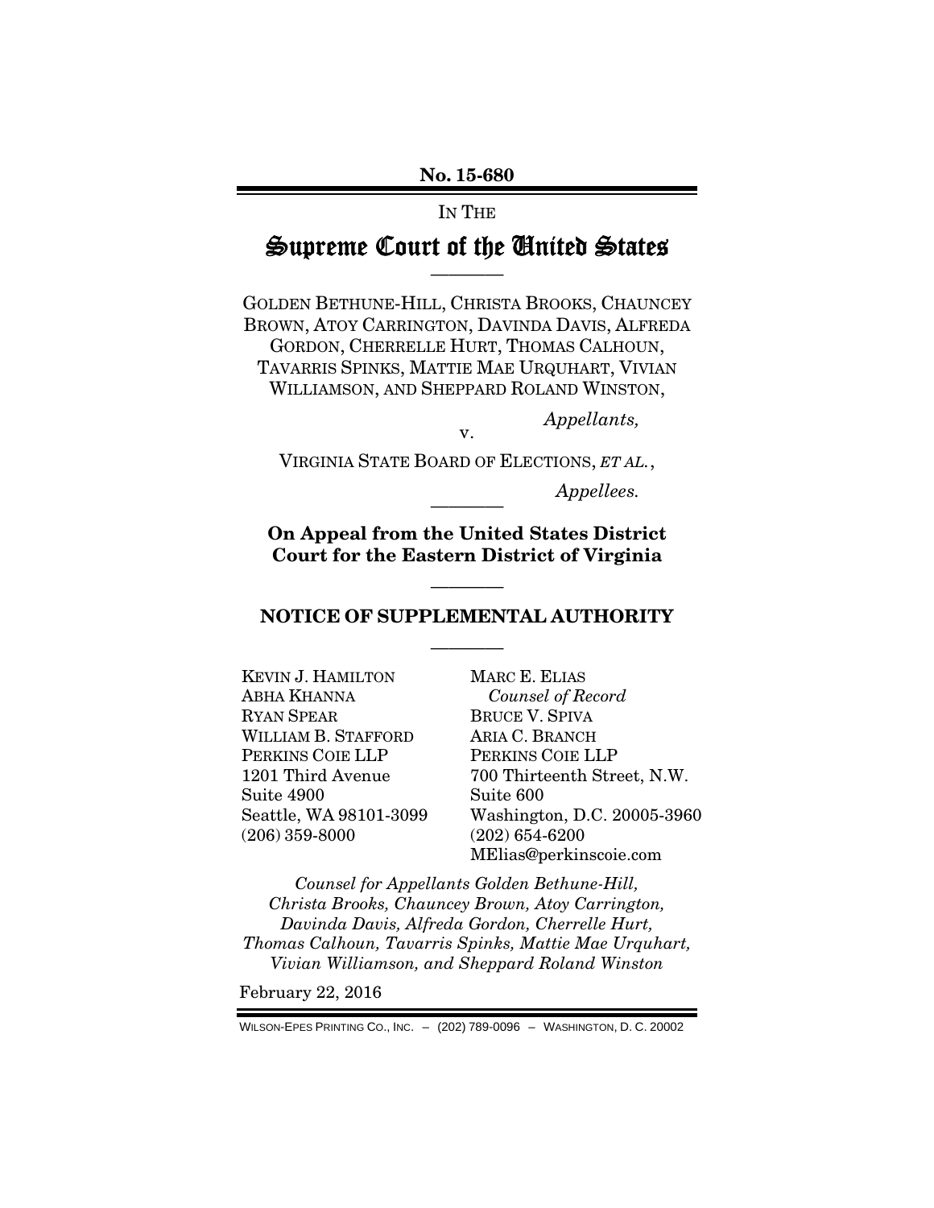**No. 15-680**

IN THE

# Supreme Court of the United States

GOLDEN BETHUNE-HILL, CHRISTA BROOKS, CHAUNCEY BROWN, ATOY CARRINGTON, DAVINDA DAVIS, ALFREDA GORDON, CHERRELLE HURT, THOMAS CALHOUN, TAVARRIS SPINKS, MATTIE MAE URQUHART, VIVIAN WILLIAMSON, AND SHEPPARD ROLAND WINSTON,

*Appellants,*

v.

VIRGINIA STATE BOARD OF ELECTIONS, *ET AL.*,

*Appellees.*

**On Appeal from the United States District Court for the Eastern District of Virginia**

## NOTICE OF SUPPLEMENTAL AUTHORITY

KEVIN J. HAMILTON
ABHA KHANNA
RYAN SPEAR
WILLIAM B. STAFFORD
PERKINS COIE LLP
1201 Third Avenue
Suite 4900
Seattle, WA 98101-3099
(206) 359-8000

MARC E. ELIAS
*Counsel of Record*
BRUCE V. SPIVA
ARIA C. BRANCH
PERKINS COIE LLP
700 Thirteenth Street, N.W.
Suite 600
Washington, D.C. 20005-3960
(202) 654-6200
MElias@perkinscoie.com

*Counsel for Appellants Golden Bethune-Hill, Christa Brooks, Chauncey Brown, Atoy Carrington, Davinda Davis, Alfreda Gordon, Cherrelle Hurt, Thomas Calhoun, Tavarris Spinks, Mattie Mae Urquhart, Vivian Williamson, and Sheppard Roland Winston*

February 22, 2016

WILSON-EPES PRINTING CO., INC. – (202) 789-0096 – WASHINGTON, D. C. 20002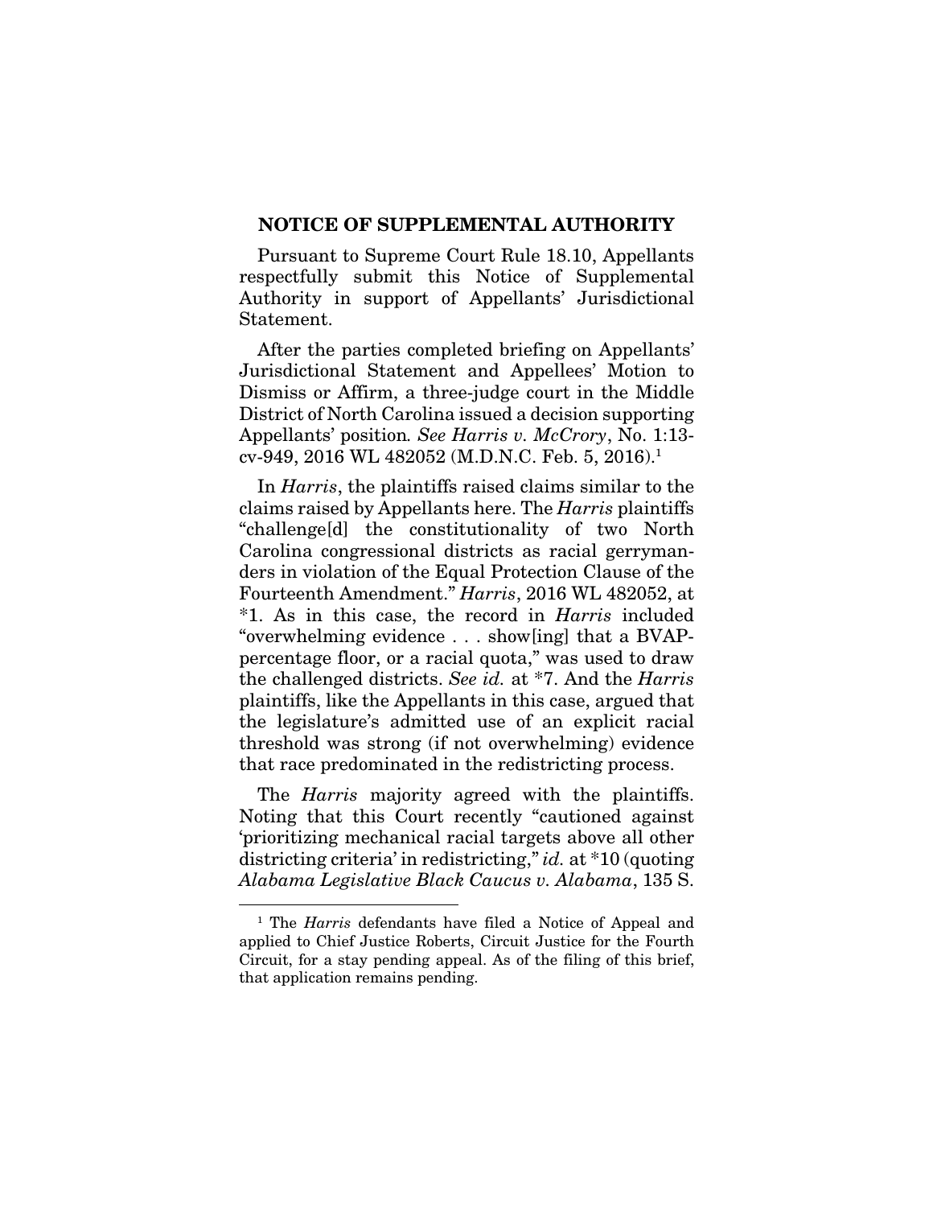## NOTICE OF SUPPLEMENTAL AUTHORITY

Pursuant to Supreme Court Rule 18.10, Appellants respectfully submit this Notice of Supplemental Authority in support of Appellants' Jurisdictional Statement.

After the parties completed briefing on Appellants' Jurisdictional Statement and Appellees' Motion to Dismiss or Affirm, a three-judge court in the Middle District of North Carolina issued a decision supporting Appellants' position. *See Harris v. McCrory*, No. 1:13-cv-949, 2016 WL 482052 (M.D.N.C. Feb. 5, 2016).[1]

In *Harris*, the plaintiffs raised claims similar to the claims raised by Appellants here. The *Harris* plaintiffs "challenge[d] the constitutionality of two North Carolina congressional districts as racial gerrymanders in violation of the Equal Protection Clause of the Fourteenth Amendment." *Harris*, 2016 WL 482052, at *1. As in this case, the record in *Harris* included "overwhelming evidence . . . show[ing] that a BVAP-percentage floor, or a racial quota," was used to draw the challenged districts. *See id.* at *7. And the *Harris* plaintiffs, like the Appellants in this case, argued that the legislature's admitted use of an explicit racial threshold was strong (if not overwhelming) evidence that race predominated in the redistricting process.

The *Harris* majority agreed with the plaintiffs. Noting that this Court recently "cautioned against 'prioritizing mechanical racial targets above all other districting criteria' in redistricting," *id.* at *10 (quoting *Alabama Legislative Black Caucus v. Alabama*, 135 S.

[1] The *Harris* defendants have filed a Notice of Appeal and applied to Chief Justice Roberts, Circuit Justice for the Fourth Circuit, for a stay pending appeal. As of the filing of this brief, that application remains pending.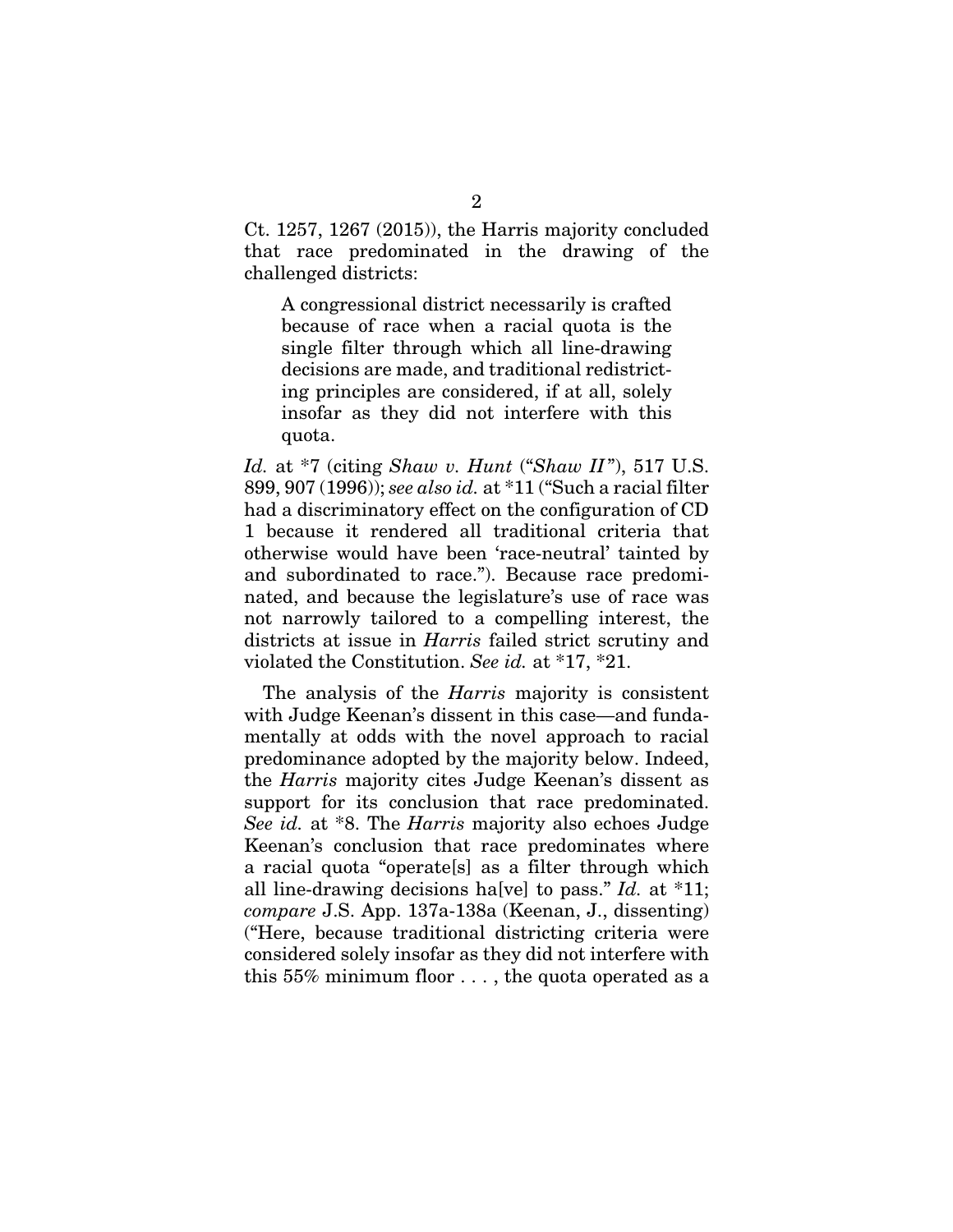Ct. 1257, 1267 (2015)), the Harris majority concluded that race predominated in the drawing of the challenged districts:

> A congressional district necessarily is crafted because of race when a racial quota is the single filter through which all line-drawing decisions are made, and traditional redistricting principles are considered, if at all, solely insofar as they did not interfere with this quota.

*Id.* at *7 (citing *Shaw v. Hunt* ("*Shaw II*"), 517 U.S. 899, 907 (1996)); *see also id.* at *11 ("Such a racial filter had a discriminatory effect on the configuration of CD 1 because it rendered all traditional criteria that otherwise would have been 'race-neutral' tainted by and subordinated to race."). Because race predominated, and because the legislature's use of race was not narrowly tailored to a compelling interest, the districts at issue in *Harris* failed strict scrutiny and violated the Constitution. *See id.* at *17, *21.

The analysis of the *Harris* majority is consistent with Judge Keenan's dissent in this case—and fundamentally at odds with the novel approach to racial predominance adopted by the majority below. Indeed, the *Harris* majority cites Judge Keenan's dissent as support for its conclusion that race predominated. *See id.* at *8. The *Harris* majority also echoes Judge Keenan's conclusion that race predominates where a racial quota "operate[s] as a filter through which all line-drawing decisions ha[ve] to pass." *Id.* at *11; *compare* J.S. App. 137a-138a (Keenan, J., dissenting) ("Here, because traditional districting criteria were considered solely insofar as they did not interfere with this 55% minimum floor . . . , the quota operated as a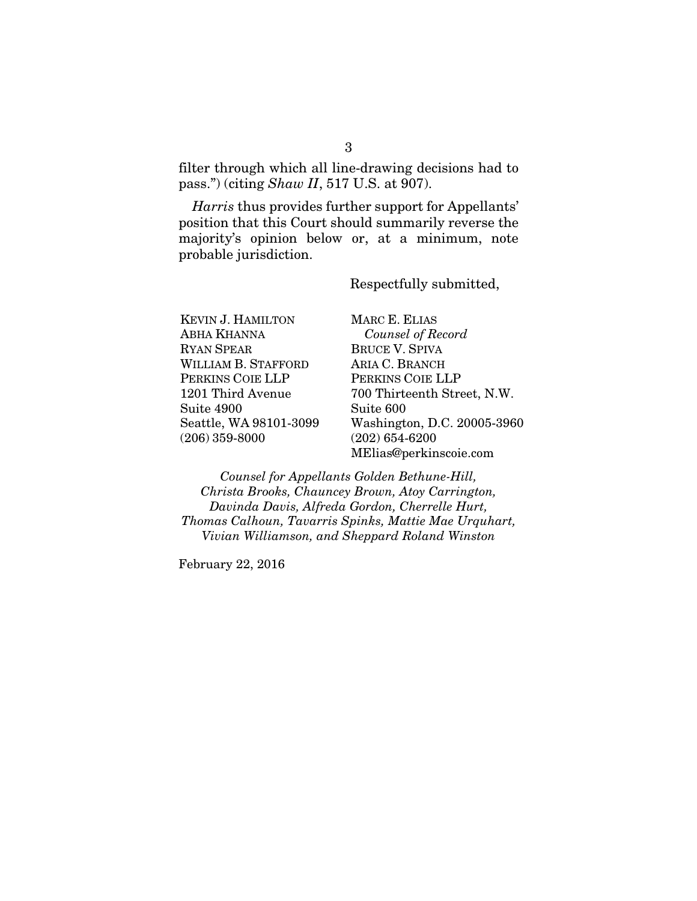filter through which all line-drawing decisions had to pass.") (citing *Shaw II*, 517 U.S. at 907).

*Harris* thus provides further support for Appellants' position that this Court should summarily reverse the majority's opinion below or, at a minimum, note probable jurisdiction.

Respectfully submitted,

KEVIN J. HAMILTON
ABHA KHANNA
RYAN SPEAR
WILLIAM B. STAFFORD
PERKINS COIE LLP
1201 Third Avenue
Suite 4900
Seattle, WA 98101-3099
(206) 359-8000

MARC E. ELIAS
*Counsel of Record*
BRUCE V. SPIVA
ARIA C. BRANCH
PERKINS COIE LLP
700 Thirteenth Street, N.W.
Suite 600
Washington, D.C. 20005-3960
(202) 654-6200
MElias@perkinscoie.com

*Counsel for Appellants Golden Bethune-Hill, Christa Brooks, Chauncey Brown, Atoy Carrington, Davinda Davis, Alfreda Gordon, Cherrelle Hurt, Thomas Calhoun, Tavarris Spinks, Mattie Mae Urquhart, Vivian Williamson, and Sheppard Roland Winston*

February 22, 2016